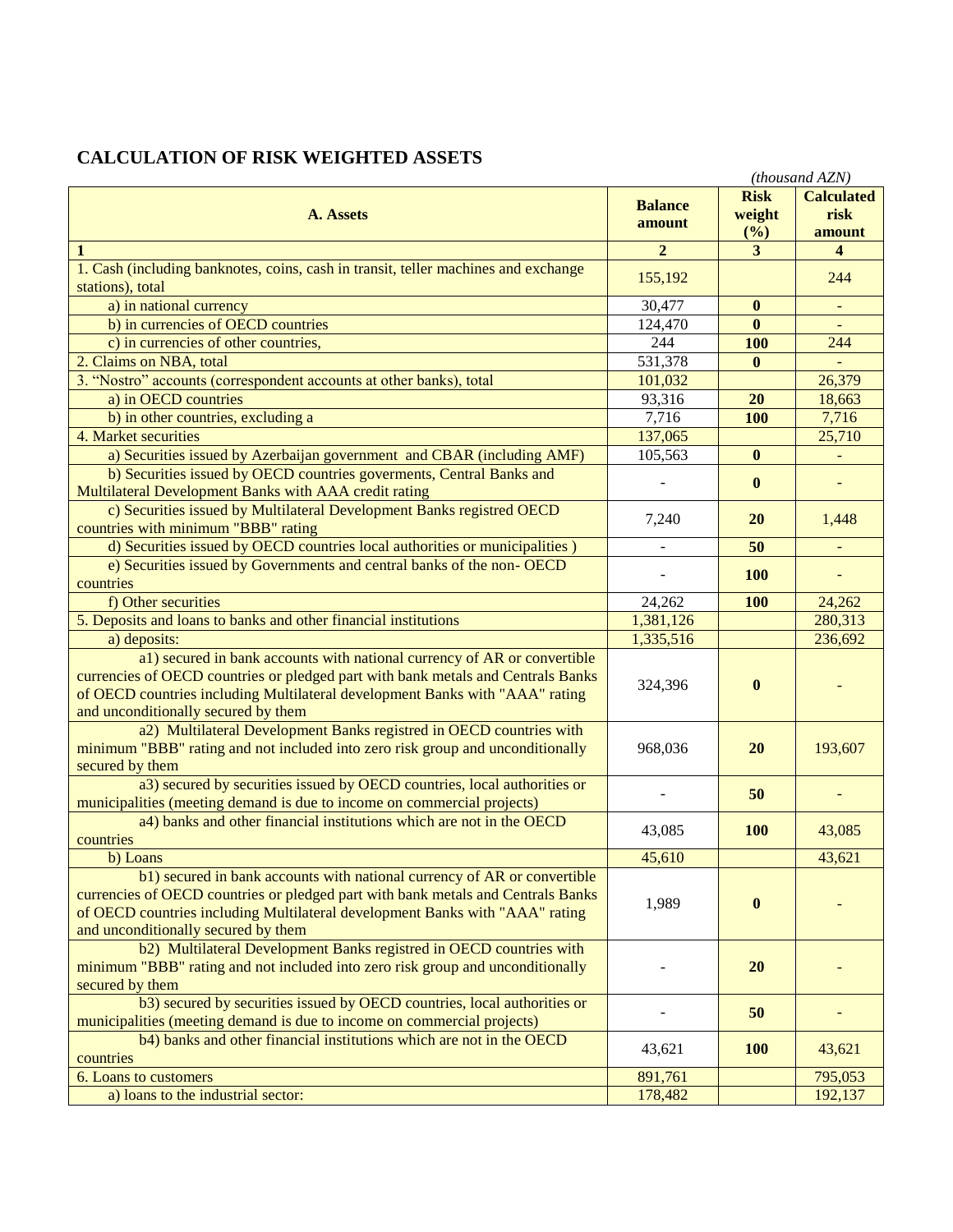## CALCULATION OF RISK WEIGHTED ASSETS

*(thousand AZN)*

| A. Assets | Balance amount | Risk weight (%) | Calculated risk amount |
|---|---|---|---|
| **1** | **2** | **3** | **4** |
| 1. Cash (including banknotes, coins, cash in transit, teller machines and exchange stations), total | 155,192 | | 244 |
| a) in national currency | 30,477 | **0** | - |
| b) in currencies of OECD countries | 124,470 | **0** | - |
| c) in currencies of other countries, | 244 | **100** | 244 |
| 2. Claims on NBA, total | 531,378 | **0** | - |
| 3. "Nostro" accounts (correspondent accounts at other banks), total | 101,032 | | 26,379 |
| a) in OECD countries | 93,316 | **20** | 18,663 |
| b) in other countries, excluding a | 7,716 | **100** | 7,716 |
| 4. Market securities | 137,065 | | 25,710 |
| a) Securities issued by Azerbaijan government and CBAR (including AMF) | 105,563 | **0** | - |
| b) Securities issued by OECD countries goverments, Central Banks and Multilateral Development Banks with AAA credit rating | - | **0** | - |
| c) Securities issued by Multilateral Development Banks registred OECD countries with minimum "BBB" rating | 7,240 | **20** | 1,448 |
| d) Securities issued by OECD countries local authorities or municipalities ) | - | **50** | - |
| e) Securities issued by Governments and central banks of the non- OECD countries | - | **100** | - |
| f) Other securities | 24,262 | **100** | 24,262 |
| 5. Deposits and loans to banks and other financial institutions | 1,381,126 | | 280,313 |
| a) deposits: | 1,335,516 | | 236,692 |
| a1) secured in bank accounts with national currency of AR or convertible currencies of OECD countries or pledged part with bank metals and Centrals Banks of OECD countries including Multilateral development Banks with "AAA" rating and unconditionally secured by them | 324,396 | **0** | - |
| a2) Multilateral Development Banks registred in OECD countries with minimum "BBB" rating and not included into zero risk group and unconditionally secured by them | 968,036 | **20** | 193,607 |
| a3) secured by securities issued by OECD countries, local authorities or municipalities (meeting demand is due to income on commercial projects) | - | **50** | - |
| a4) banks and other financial institutions which are not in the OECD countries | 43,085 | **100** | 43,085 |
| b) Loans | 45,610 | | 43,621 |
| b1) secured in bank accounts with national currency of AR or convertible currencies of OECD countries or pledged part with bank metals and Centrals Banks of OECD countries including Multilateral development Banks with "AAA" rating and unconditionally secured by them | 1,989 | **0** | - |
| b2) Multilateral Development Banks registred in OECD countries with minimum "BBB" rating and not included into zero risk group and unconditionally secured by them | - | **20** | - |
| b3) secured by securities issued by OECD countries, local authorities or municipalities (meeting demand is due to income on commercial projects) | - | **50** | - |
| b4) banks and other financial institutions which are not in the OECD countries | 43,621 | **100** | 43,621 |
| 6. Loans to customers | 891,761 | | 795,053 |
| a) loans to the industrial sector: | 178,482 | | 192,137 |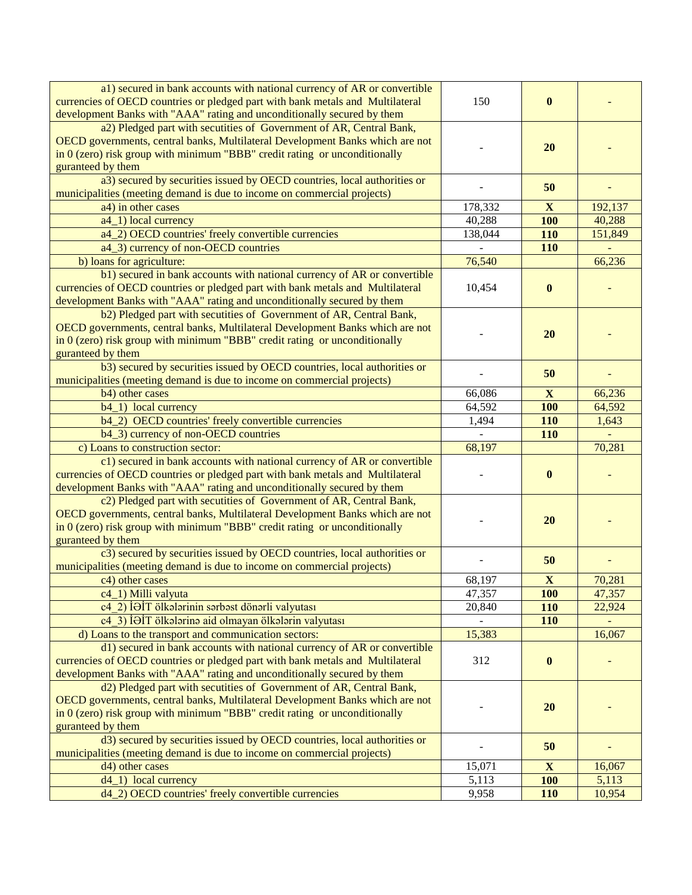| | | | |
|---|---|---|---|
| a1) secured in bank accounts with national currency of AR or convertible currencies of OECD countries or pledged part with bank metals and Multilateral development Banks with "AAA" rating and unconditionally secured by them | 150 | **0** | - |
| a2) Pledged part with secutities of Government of AR, Central Bank, OECD governments, central banks, Multilateral Development Banks which are not in 0 (zero) risk group with minimum "BBB" credit rating or unconditionally guranteed by them | - | **20** | - |
| a3) secured by securities issued by OECD countries, local authorities or municipalities (meeting demand is due to income on commercial projects) | - | **50** | - |
| a4) in other cases | 178,332 | **X** | 192,137 |
| a4_1) local currency | 40,288 | **100** | 40,288 |
| a4_2) OECD countries' freely convertible currencies | 138,044 | **110** | 151,849 |
| a4_3) currency of non-OECD countries | - | **110** | - |
| b) loans for agriculture: | 76,540 | | 66,236 |
| b1) secured in bank accounts with national currency of AR or convertible currencies of OECD countries or pledged part with bank metals and Multilateral development Banks with "AAA" rating and unconditionally secured by them | 10,454 | **0** | - |
| b2) Pledged part with secutities of Government of AR, Central Bank, OECD governments, central banks, Multilateral Development Banks which are not in 0 (zero) risk group with minimum "BBB" credit rating or unconditionally guranteed by them | - | **20** | - |
| b3) secured by securities issued by OECD countries, local authorities or municipalities (meeting demand is due to income on commercial projects) | - | **50** | - |
| b4) other cases | 66,086 | **X** | 66,236 |
| b4_1) local currency | 64,592 | **100** | 64,592 |
| b4_2) OECD countries' freely convertible currencies | 1,494 | **110** | 1,643 |
| b4_3) currency of non-OECD countries | - | **110** | - |
| c) Loans to construction sector: | 68,197 | | 70,281 |
| c1) secured in bank accounts with national currency of AR or convertible currencies of OECD countries or pledged part with bank metals and Multilateral development Banks with "AAA" rating and unconditionally secured by them | - | **0** | - |
| c2) Pledged part with secutities of Government of AR, Central Bank, OECD governments, central banks, Multilateral Development Banks which are not in 0 (zero) risk group with minimum "BBB" credit rating or unconditionally guranteed by them | - | **20** | - |
| c3) secured by securities issued by OECD countries, local authorities or municipalities (meeting demand is due to income on commercial projects) | - | **50** | - |
| c4) other cases | 68,197 | **X** | 70,281 |
| c4_1) Milli valyuta | 47,357 | **100** | 47,357 |
| c4_2) İƏİT ölkələrinin sərbəst dönərli valyutası | 20,840 | **110** | 22,924 |
| c4_3) İƏİT ölkələrinə aid olmayan ölkələrin valyutası | - | **110** | - |
| d) Loans to the transport and communication sectors: | 15,383 | | 16,067 |
| d1) secured in bank accounts with national currency of AR or convertible currencies of OECD countries or pledged part with bank metals and Multilateral development Banks with "AAA" rating and unconditionally secured by them | 312 | **0** | - |
| d2) Pledged part with secutities of Government of AR, Central Bank, OECD governments, central banks, Multilateral Development Banks which are not in 0 (zero) risk group with minimum "BBB" credit rating or unconditionally guranteed by them | - | **20** | - |
| d3) secured by securities issued by OECD countries, local authorities or municipalities (meeting demand is due to income on commercial projects) | - | **50** | - |
| d4) other cases | 15,071 | **X** | 16,067 |
| d4_1) local currency | 5,113 | **100** | 5,113 |
| d4_2) OECD countries' freely convertible currencies | 9,958 | **110** | 10,954 |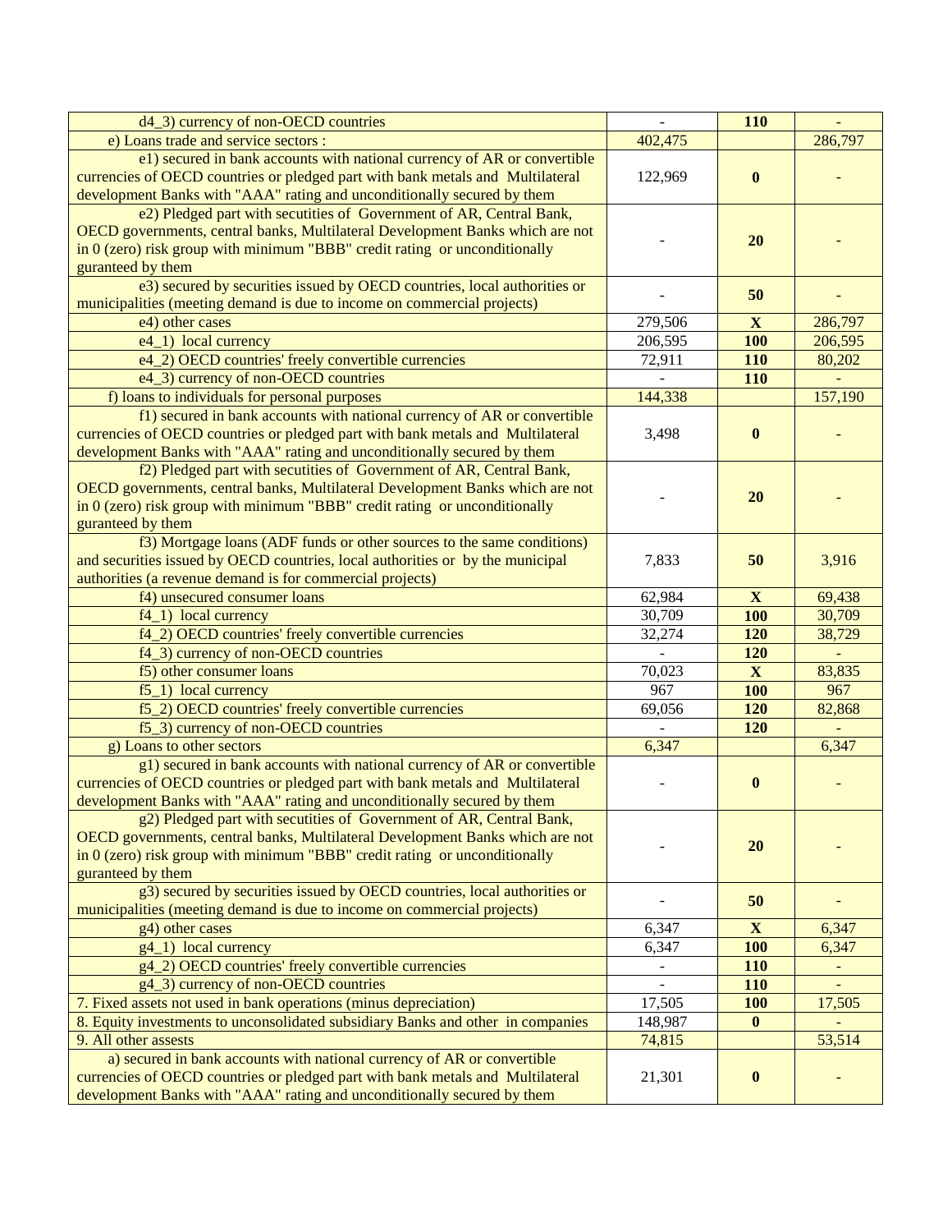| | | | |
|---|---|---|---|
| d4_3) currency of non-OECD countries | - | **110** | - |
| e) Loans trade and service sectors : | 402,475 | | 286,797 |
| e1) secured in bank accounts with national currency of AR or convertible currencies of OECD countries or pledged part with bank metals and Multilateral development Banks with "AAA" rating and unconditionally secured by them | 122,969 | **0** | - |
| e2) Pledged part with secutities of Government of AR, Central Bank, OECD governments, central banks, Multilateral Development Banks which are not in 0 (zero) risk group with minimum "BBB" credit rating or unconditionally guranteed by them | - | **20** | - |
| e3) secured by securities issued by OECD countries, local authorities or municipalities (meeting demand is due to income on commercial projects) | - | **50** | - |
| e4) other cases | 279,506 | **X** | 286,797 |
| e4_1) local currency | 206,595 | **100** | 206,595 |
| e4_2) OECD countries' freely convertible currencies | 72,911 | **110** | 80,202 |
| e4_3) currency of non-OECD countries | - | **110** | - |
| f) loans to individuals for personal purposes | 144,338 | | 157,190 |
| f1) secured in bank accounts with national currency of AR or convertible currencies of OECD countries or pledged part with bank metals and Multilateral development Banks with "AAA" rating and unconditionally secured by them | 3,498 | **0** | - |
| f2) Pledged part with secutities of Government of AR, Central Bank, OECD governments, central banks, Multilateral Development Banks which are not in 0 (zero) risk group with minimum "BBB" credit rating or unconditionally guranteed by them | - | **20** | - |
| f3) Mortgage loans (ADF funds or other sources to the same conditions) and securities issued by OECD countries, local authorities or by the municipal authorities (a revenue demand is for commercial projects) | 7,833 | **50** | 3,916 |
| f4) unsecured consumer loans | 62,984 | **X** | 69,438 |
| f4_1) local currency | 30,709 | **100** | 30,709 |
| f4_2) OECD countries' freely convertible currencies | 32,274 | **120** | 38,729 |
| f4_3) currency of non-OECD countries | - | **120** | - |
| f5) other consumer loans | 70,023 | **X** | 83,835 |
| f5_1) local currency | 967 | **100** | 967 |
| f5_2) OECD countries' freely convertible currencies | 69,056 | **120** | 82,868 |
| f5_3) currency of non-OECD countries | - | **120** | - |
| g) Loans to other sectors | 6,347 | | 6,347 |
| g1) secured in bank accounts with national currency of AR or convertible currencies of OECD countries or pledged part with bank metals and Multilateral development Banks with "AAA" rating and unconditionally secured by them | - | **0** | - |
| g2) Pledged part with secutities of Government of AR, Central Bank, OECD governments, central banks, Multilateral Development Banks which are not in 0 (zero) risk group with minimum "BBB" credit rating or unconditionally guranteed by them | - | **20** | - |
| g3) secured by securities issued by OECD countries, local authorities or municipalities (meeting demand is due to income on commercial projects) | - | **50** | - |
| g4) other cases | 6,347 | **X** | 6,347 |
| g4_1) local currency | 6,347 | **100** | 6,347 |
| g4_2) OECD countries' freely convertible currencies | - | **110** | - |
| g4_3) currency of non-OECD countries | - | **110** | - |
| 7. Fixed assets not used in bank operations (minus depreciation) | 17,505 | **100** | 17,505 |
| 8. Equity investments to unconsolidated subsidiary Banks and other in companies | 148,987 | **0** | - |
| 9. All other assests | 74,815 | | 53,514 |
| a) secured in bank accounts with national currency of AR or convertible currencies of OECD countries or pledged part with bank metals and Multilateral development Banks with "AAA" rating and unconditionally secured by them | 21,301 | **0** | - |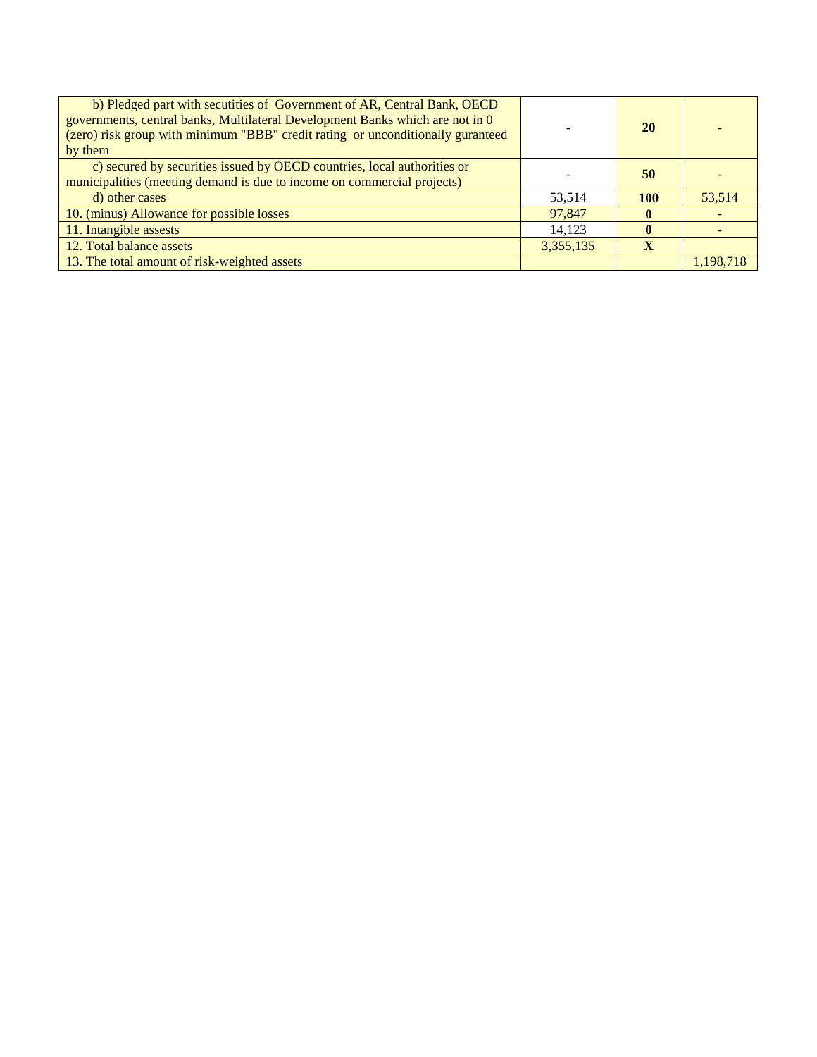| | | | |
|---|---|---|---|
| b) Pledged part with secutities of Government of AR, Central Bank, OECD governments, central banks, Multilateral Development Banks which are not in 0 (zero) risk group with minimum "BBB" credit rating or unconditionally guranteed by them | - | **20** | - |
| c) secured by securities issued by OECD countries, local authorities or municipalities (meeting demand is due to income on commercial projects) | - | **50** | - |
| d) other cases | 53,514 | **100** | 53,514 |
| 10. (minus) Allowance for possible losses | 97,847 | **0** | - |
| 11. Intangible assests | 14,123 | **0** | - |
| 12. Total balance assets | 3,355,135 | **X** | |
| 13. The total amount of risk-weighted assets | | | 1,198,718 |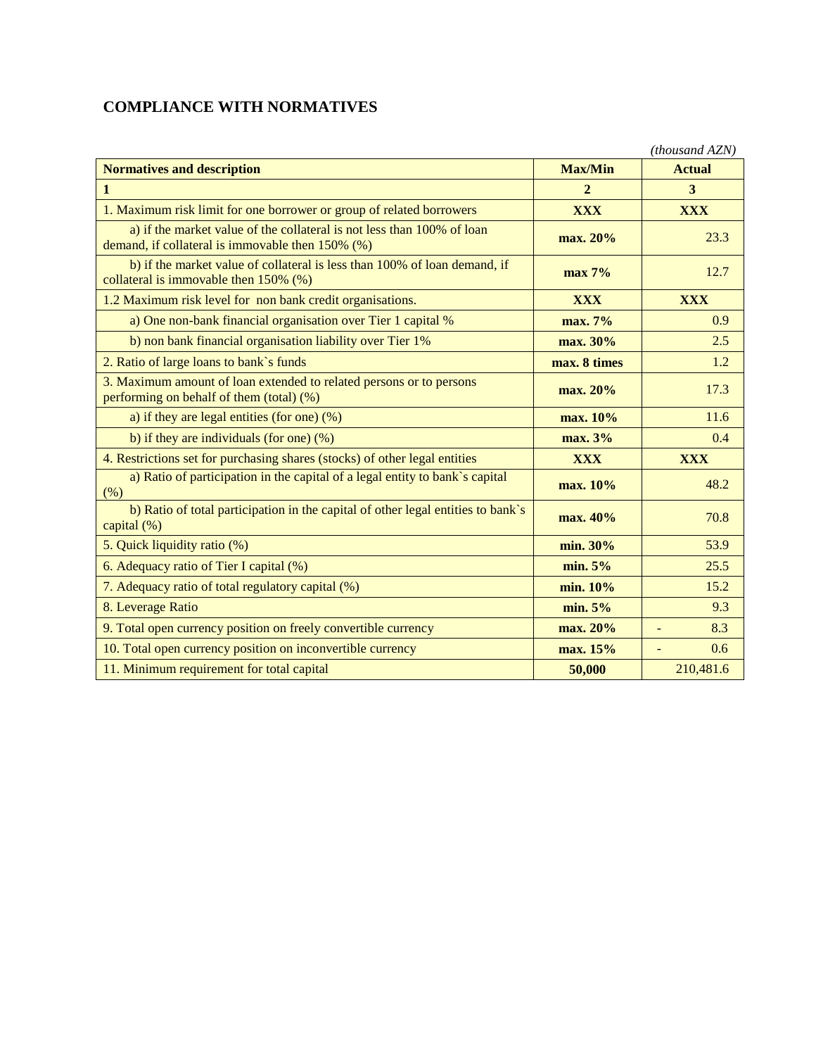## COMPLIANCE WITH NORMATIVES

*(thousand AZN)*

| Normatives and description | Max/Min | Actual |
|---|---|---|
| **1** | **2** | **3** |
| 1. Maximum risk limit for one borrower or group of related borrowers | **XXX** | **XXX** |
| a) if the market value of the collateral is not less than 100% of loan demand, if collateral is immovable then 150% (%) | **max. 20%** | 23.3 |
| b) if the market value of collateral is less than 100% of loan demand, if collateral is immovable then 150% (%) | **max 7%** | 12.7 |
| 1.2 Maximum risk level for non bank credit organisations. | **XXX** | **XXX** |
| a) One non-bank financial organisation over Tier 1 capital % | **max. 7%** | 0.9 |
| b) non bank financial organisation liability over Tier 1% | **max. 30%** | 2.5 |
| 2. Ratio of large loans to bank`s funds | **max. 8 times** | 1.2 |
| 3. Maximum amount of loan extended to related persons or to persons performing on behalf of them (total) (%) | **max. 20%** | 17.3 |
| a) if they are legal entities (for one) (%) | **max. 10%** | 11.6 |
| b) if they are individuals (for one) (%) | **max. 3%** | 0.4 |
| 4. Restrictions set for purchasing shares (stocks) of other legal entities | **XXX** | **XXX** |
| a) Ratio of participation in the capital of a legal entity to bank`s capital (%) | **max. 10%** | 48.2 |
| b) Ratio of total participation in the capital of other legal entities to bank`s capital (%) | **max. 40%** | 70.8 |
| 5. Quick liquidity ratio (%) | **min. 30%** | 53.9 |
| 6. Adequacy ratio of Tier I capital (%) | **min. 5%** | 25.5 |
| 7. Adequacy ratio of total regulatory capital (%) | **min. 10%** | 15.2 |
| 8. Leverage Ratio | **min. 5%** | 9.3 |
| 9. Total open currency position on freely convertible currency | **max. 20%** | - 8.3 |
| 10. Total open currency position on inconvertible currency | **max. 15%** | - 0.6 |
| 11. Minimum requirement for total capital | **50,000** | 210,481.6 |